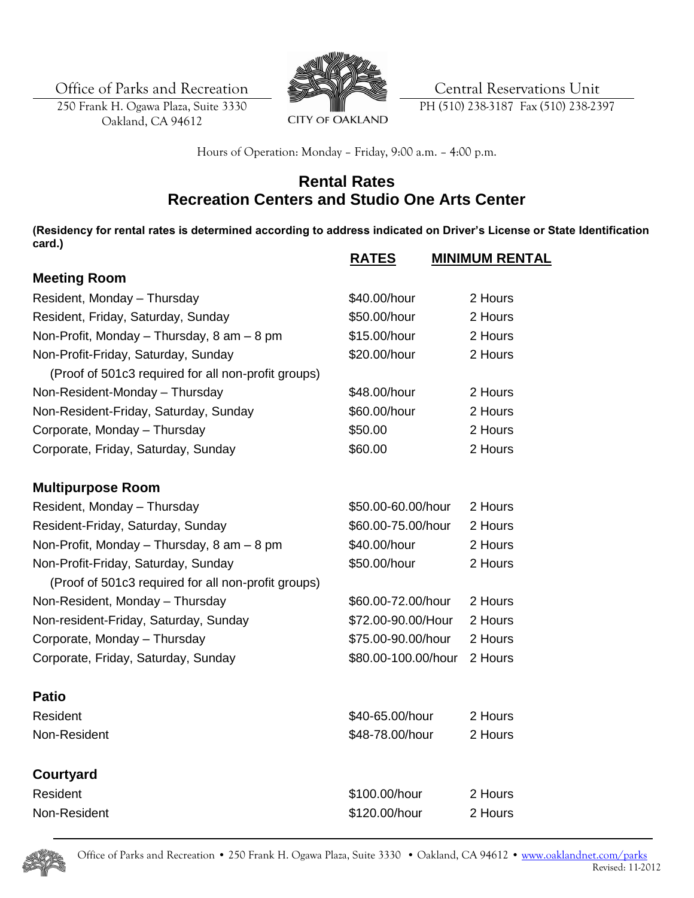Office of Parks and Recreation
250 Frank H. Ogawa Plaza, Suite 3330
Oakland, CA 94612

CITY OF OAKLAND

Central Reservations Unit
PH (510) 238-3187 Fax (510) 238-2397

Hours of Operation: Monday – Friday, 9:00 a.m. – 4:00 p.m.

# Rental Rates
# Recreation Centers and Studio One Arts Center

**(Residency for rental rates is determined according to address indicated on Driver's License or State Identification card.)**

| | RATES | MINIMUM RENTAL |
|---|---|---|
| **Meeting Room** | | |
| Resident, Monday – Thursday | $40.00/hour | 2 Hours |
| Resident, Friday, Saturday, Sunday | $50.00/hour | 2 Hours |
| Non-Profit, Monday – Thursday, 8 am – 8 pm | $15.00/hour | 2 Hours |
| Non-Profit-Friday, Saturday, Sunday | $20.00/hour | 2 Hours |
| (Proof of 501c3 required for all non-profit groups) | | |
| Non-Resident-Monday – Thursday | $48.00/hour | 2 Hours |
| Non-Resident-Friday, Saturday, Sunday | $60.00/hour | 2 Hours |
| Corporate, Monday – Thursday | $50.00 | 2 Hours |
| Corporate, Friday, Saturday, Sunday | $60.00 | 2 Hours |
| **Multipurpose Room** | | |
| Resident, Monday – Thursday | $50.00-60.00/hour | 2 Hours |
| Resident-Friday, Saturday, Sunday | $60.00-75.00/hour | 2 Hours |
| Non-Profit, Monday – Thursday, 8 am – 8 pm | $40.00/hour | 2 Hours |
| Non-Profit-Friday, Saturday, Sunday | $50.00/hour | 2 Hours |
| (Proof of 501c3 required for all non-profit groups) | | |
| Non-Resident, Monday – Thursday | $60.00-72.00/hour | 2 Hours |
| Non-resident-Friday, Saturday, Sunday | $72.00-90.00/Hour | 2 Hours |
| Corporate, Monday – Thursday | $75.00-90.00/hour | 2 Hours |
| Corporate, Friday, Saturday, Sunday | $80.00-100.00/hour | 2 Hours |
| **Patio** | | |
| Resident | $40-65.00/hour | 2 Hours |
| Non-Resident | $48-78.00/hour | 2 Hours |
| **Courtyard** | | |
| Resident | $100.00/hour | 2 Hours |
| Non-Resident | $120.00/hour | 2 Hours |

Office of Parks and Recreation • 250 Frank H. Ogawa Plaza, Suite 3330 • Oakland, CA 94612 • www.oaklandnet.com/parks
Revised: 11-2012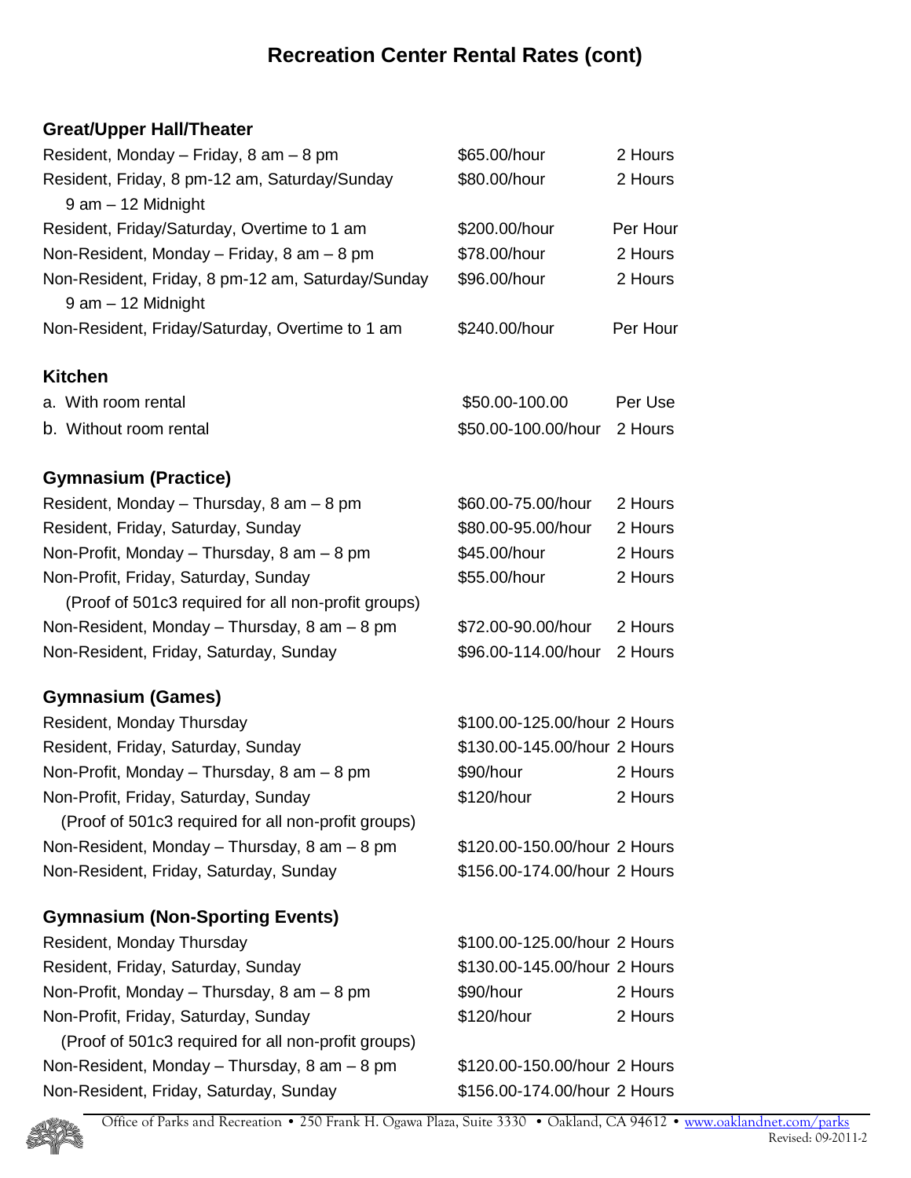# Recreation Center Rental Rates (cont)

### Great/Upper Hall/Theater

| | | |
|---|---|---|
| Resident, Monday – Friday, 8 am – 8 pm | $65.00/hour | 2 Hours |
| Resident, Friday, 8 pm-12 am, Saturday/Sunday 9 am – 12 Midnight | $80.00/hour | 2 Hours |
| Resident, Friday/Saturday, Overtime to 1 am | $200.00/hour | Per Hour |
| Non-Resident, Monday – Friday, 8 am – 8 pm | $78.00/hour | 2 Hours |
| Non-Resident, Friday, 8 pm-12 am, Saturday/Sunday 9 am – 12 Midnight | $96.00/hour | 2 Hours |
| Non-Resident, Friday/Saturday, Overtime to 1 am | $240.00/hour | Per Hour |

### Kitchen

| | | |
|---|---|---|
| a. With room rental | $50.00-100.00 | Per Use |
| b. Without room rental | $50.00-100.00/hour | 2 Hours |

### Gymnasium (Practice)

| | | |
|---|---|---|
| Resident, Monday – Thursday, 8 am – 8 pm | $60.00-75.00/hour | 2 Hours |
| Resident, Friday, Saturday, Sunday | $80.00-95.00/hour | 2 Hours |
| Non-Profit, Monday – Thursday, 8 am – 8 pm | $45.00/hour | 2 Hours |
| Non-Profit, Friday, Saturday, Sunday (Proof of 501c3 required for all non-profit groups) | $55.00/hour | 2 Hours |
| Non-Resident, Monday – Thursday, 8 am – 8 pm | $72.00-90.00/hour | 2 Hours |
| Non-Resident, Friday, Saturday, Sunday | $96.00-114.00/hour | 2 Hours |

### Gymnasium (Games)

| | | |
|---|---|---|
| Resident, Monday Thursday | $100.00-125.00/hour | 2 Hours |
| Resident, Friday, Saturday, Sunday | $130.00-145.00/hour | 2 Hours |
| Non-Profit, Monday – Thursday, 8 am – 8 pm | $90/hour | 2 Hours |
| Non-Profit, Friday, Saturday, Sunday (Proof of 501c3 required for all non-profit groups) | $120/hour | 2 Hours |
| Non-Resident, Monday – Thursday, 8 am – 8 pm | $120.00-150.00/hour | 2 Hours |
| Non-Resident, Friday, Saturday, Sunday | $156.00-174.00/hour | 2 Hours |

### Gymnasium (Non-Sporting Events)

| | | |
|---|---|---|
| Resident, Monday Thursday | $100.00-125.00/hour | 2 Hours |
| Resident, Friday, Saturday, Sunday | $130.00-145.00/hour | 2 Hours |
| Non-Profit, Monday – Thursday, 8 am – 8 pm | $90/hour | 2 Hours |
| Non-Profit, Friday, Saturday, Sunday (Proof of 501c3 required for all non-profit groups) | $120/hour | 2 Hours |
| Non-Resident, Monday – Thursday, 8 am – 8 pm | $120.00-150.00/hour | 2 Hours |
| Non-Resident, Friday, Saturday, Sunday | $156.00-174.00/hour | 2 Hours |

Office of Parks and Recreation • 250 Frank H. Ogawa Plaza, Suite 3330 • Oakland, CA 94612 • www.oaklandnet.com/parks
Revised: 09-2011-2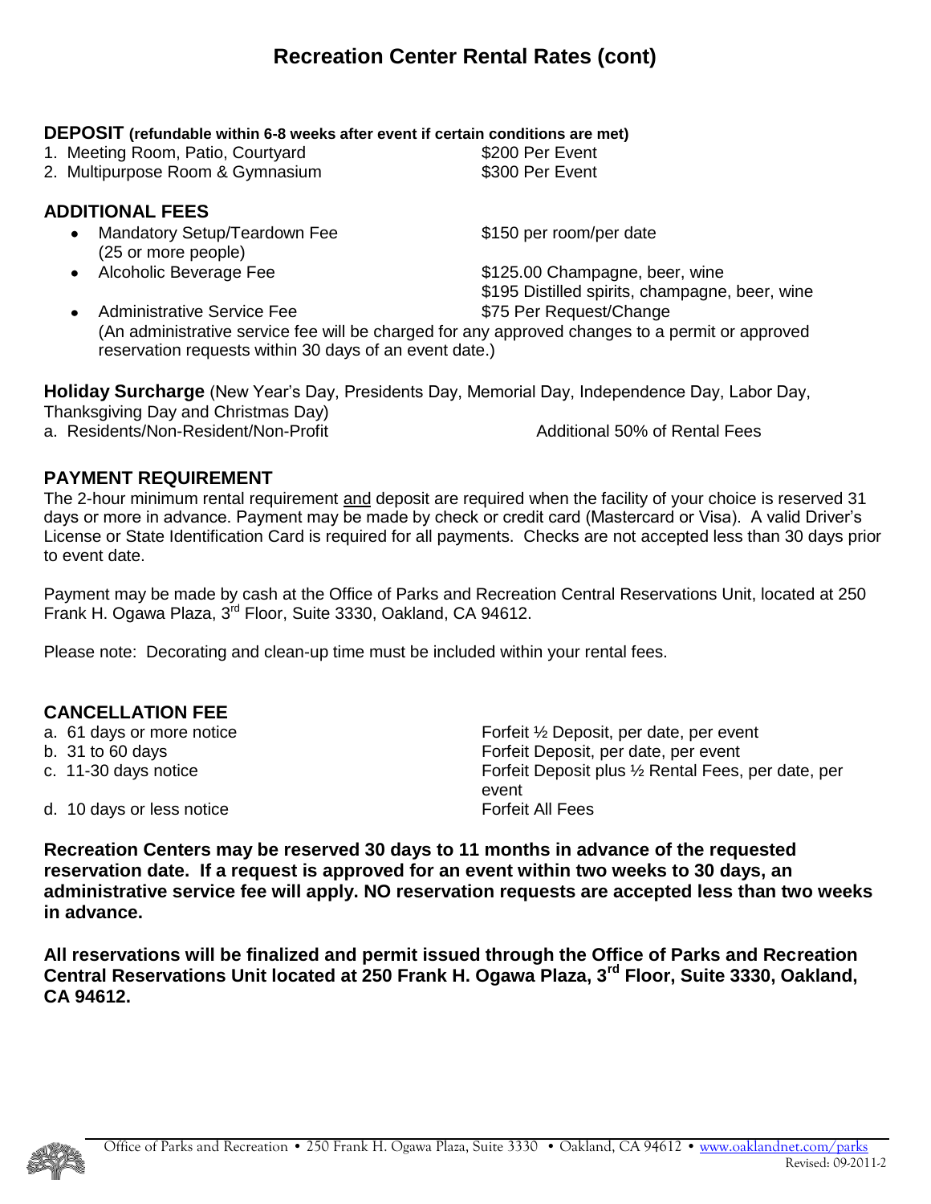# Recreation Center Rental Rates (cont)

**DEPOSIT** **(refundable within 6-8 weeks after event if certain conditions are met)**

| | |
|---|---|
| 1. Meeting Room, Patio, Courtyard | $200 Per Event |
| 2. Multipurpose Room & Gymnasium | $300 Per Event |

## ADDITIONAL FEES

| | |
|---|---|
| • Mandatory Setup/Teardown Fee (25 or more people) | $150 per room/per date |
| • Alcoholic Beverage Fee | $125.00 Champagne, beer, wine<br>$195 Distilled spirits, champagne, beer, wine |
| • Administrative Service Fee | $75 Per Request/Change |

(An administrative service fee will be charged for any approved changes to a permit or approved reservation requests within 30 days of an event date.)

**Holiday Surcharge** (New Year's Day, Presidents Day, Memorial Day, Independence Day, Labor Day, Thanksgiving Day and Christmas Day)

| | |
|---|---|
| a. Residents/Non-Resident/Non-Profit | Additional 50% of Rental Fees |

## PAYMENT REQUIREMENT

The 2-hour minimum rental requirement and deposit are required when the facility of your choice is reserved 31 days or more in advance. Payment may be made by check or credit card (Mastercard or Visa). A valid Driver's License or State Identification Card is required for all payments. Checks are not accepted less than 30 days prior to event date.

Payment may be made by cash at the Office of Parks and Recreation Central Reservations Unit, located at 250 Frank H. Ogawa Plaza, 3rd Floor, Suite 3330, Oakland, CA 94612.

Please note: Decorating and clean-up time must be included within your rental fees.

## CANCELLATION FEE

| | |
|---|---|
| a. 61 days or more notice | Forfeit ½ Deposit, per date, per event |
| b. 31 to 60 days | Forfeit Deposit, per date, per event |
| c. 11-30 days notice | Forfeit Deposit plus ½ Rental Fees, per date, per event |
| d. 10 days or less notice | Forfeit All Fees |

**Recreation Centers may be reserved 30 days to 11 months in advance of the requested reservation date. If a request is approved for an event within two weeks to 30 days, an administrative service fee will apply. NO reservation requests are accepted less than two weeks in advance.**

**All reservations will be finalized and permit issued through the Office of Parks and Recreation Central Reservations Unit located at 250 Frank H. Ogawa Plaza, 3rd Floor, Suite 3330, Oakland, CA 94612.**

Office of Parks and Recreation • 250 Frank H. Ogawa Plaza, Suite 3330 • Oakland, CA 94612 • www.oaklandnet.com/parks
Revised: 09-2011-2